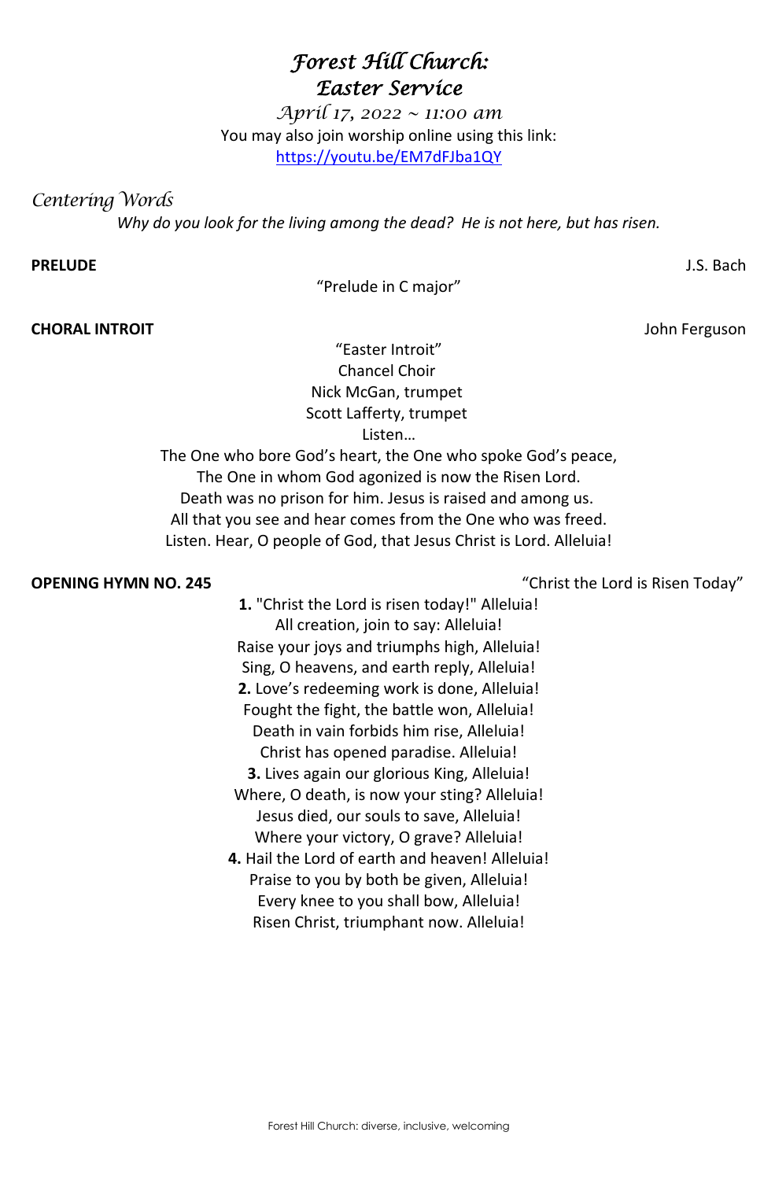# *Forest Hill Church: Easter Service*

*April 17, 2022 ~ 11:00 am*

You may also join worship online using this link:
https://youtu.be/EM7dFJba1QY

## *Centering Words*

*Why do you look for the living among the dead? He is not here, but has risen.*

**PRELUDE** J.S. Bach

"Prelude in C major"

**CHORAL INTROIT** John Ferguson

"Easter Introit"
Chancel Choir
Nick McGan, trumpet
Scott Lafferty, trumpet

Listen…
The One who bore God's heart, the One who spoke God's peace,
The One in whom God agonized is now the Risen Lord.
Death was no prison for him. Jesus is raised and among us.
All that you see and hear comes from the One who was freed.
Listen. Hear, O people of God, that Jesus Christ is Lord. Alleluia!

**OPENING HYMN NO. 245** "Christ the Lord is Risen Today"

**1.** "Christ the Lord is risen today!" Alleluia!
All creation, join to say: Alleluia!
Raise your joys and triumphs high, Alleluia!
Sing, O heavens, and earth reply, Alleluia!
**2.** Love's redeeming work is done, Alleluia!
Fought the fight, the battle won, Alleluia!
Death in vain forbids him rise, Alleluia!
Christ has opened paradise. Alleluia!
**3.** Lives again our glorious King, Alleluia!
Where, O death, is now your sting? Alleluia!
Jesus died, our souls to save, Alleluia!
Where your victory, O grave? Alleluia!
**4.** Hail the Lord of earth and heaven! Alleluia!
Praise to you by both be given, Alleluia!
Every knee to you shall bow, Alleluia!
Risen Christ, triumphant now. Alleluia!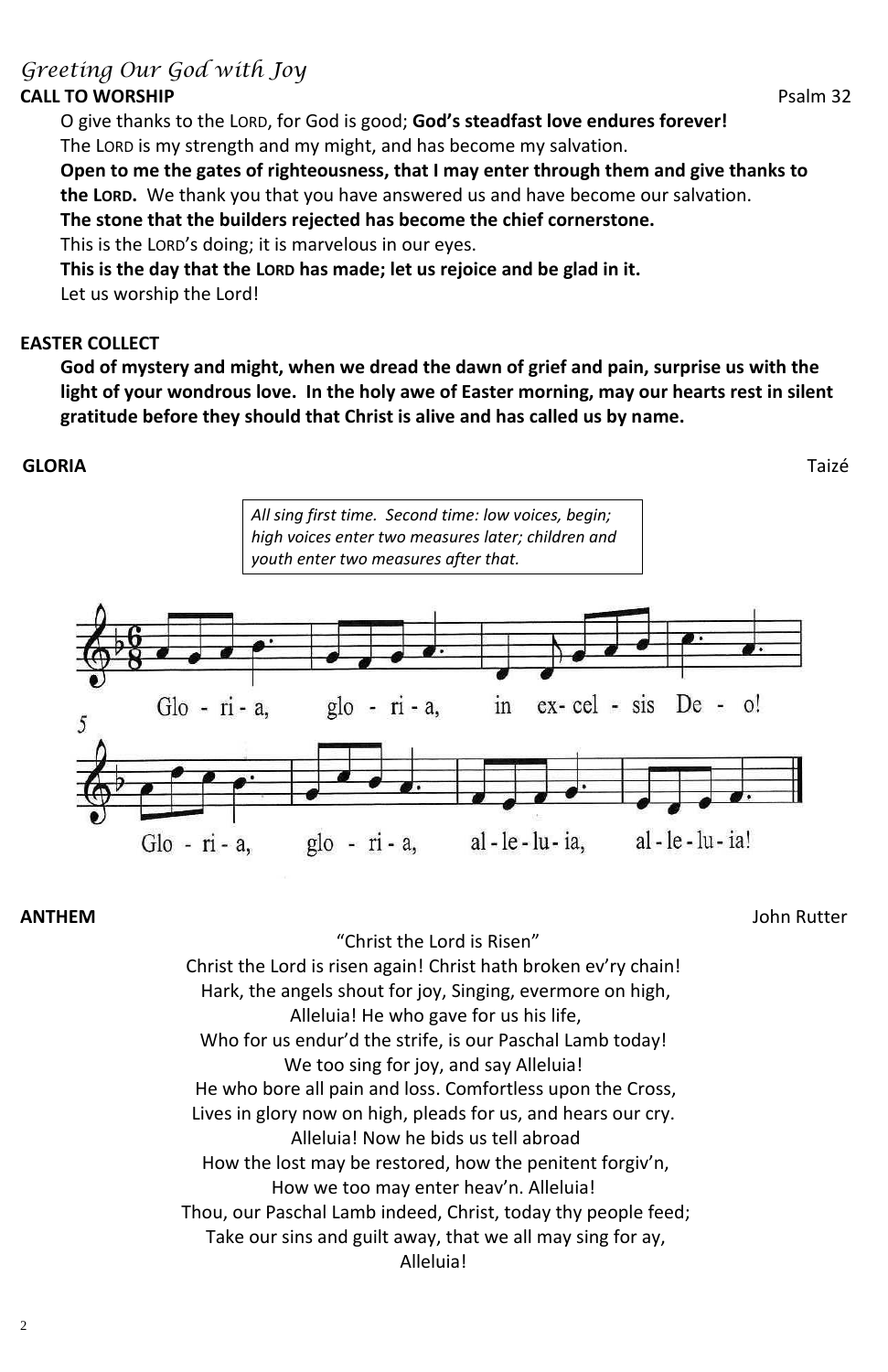*Greeting Our God with Joy*

**CALL TO WORSHIP** Psalm 32

O give thanks to the LORD, for God is good; **God's steadfast love endures forever!**
The LORD is my strength and my might, and has become my salvation.
**Open to me the gates of righteousness, that I may enter through them and give thanks to the LORD.** We thank you that you have answered us and have become our salvation.
**The stone that the builders rejected has become the chief cornerstone.**
This is the LORD's doing; it is marvelous in our eyes.
**This is the day that the LORD has made; let us rejoice and be glad in it.**
Let us worship the Lord!

**EASTER COLLECT**

**God of mystery and might, when we dread the dawn of grief and pain, surprise us with the light of your wondrous love. In the holy awe of Easter morning, may our hearts rest in silent gratitude before they should that Christ is alive and has called us by name.**

**GLORIA** Taizé

*All sing first time. Second time: low voices, begin; high voices enter two measures later; children and youth enter two measures after that.*

Glo - ri - a, glo - ri - a, in ex- cel - sis De - o!
Glo - ri - a, glo - ri - a, al - le - lu - ia, al - le - lu - ia!

**ANTHEM** John Rutter

"Christ the Lord is Risen"
Christ the Lord is risen again! Christ hath broken ev'ry chain!
Hark, the angels shout for joy, Singing, evermore on high,
Alleluia! He who gave for us his life,
Who for us endur'd the strife, is our Paschal Lamb today!
We too sing for joy, and say Alleluia!
He who bore all pain and loss. Comfortless upon the Cross,
Lives in glory now on high, pleads for us, and hears our cry.
Alleluia! Now he bids us tell abroad
How the lost may be restored, how the penitent forgiv'n,
How we too may enter heav'n. Alleluia!
Thou, our Paschal Lamb indeed, Christ, today thy people feed;
Take our sins and guilt away, that we all may sing for ay,
Alleluia!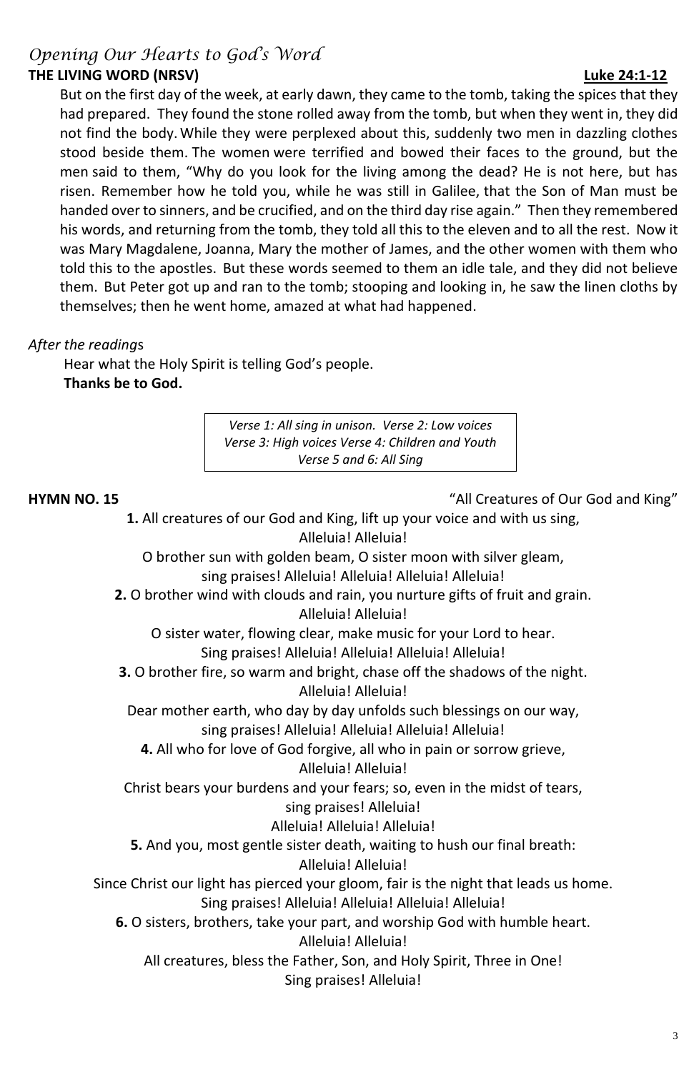## *Opening Our Hearts to God's Word*

**THE LIVING WORD (NRSV)** **Luke 24:1-12**

But on the first day of the week, at early dawn, they came to the tomb, taking the spices that they had prepared. They found the stone rolled away from the tomb, but when they went in, they did not find the body. While they were perplexed about this, suddenly two men in dazzling clothes stood beside them. The women were terrified and bowed their faces to the ground, but the men said to them, "Why do you look for the living among the dead? He is not here, but has risen. Remember how he told you, while he was still in Galilee, that the Son of Man must be handed over to sinners, and be crucified, and on the third day rise again." Then they remembered his words, and returning from the tomb, they told all this to the eleven and to all the rest. Now it was Mary Magdalene, Joanna, Mary the mother of James, and the other women with them who told this to the apostles. But these words seemed to them an idle tale, and they did not believe them. But Peter got up and ran to the tomb; stooping and looking in, he saw the linen cloths by themselves; then he went home, amazed at what had happened.

*After the readings*

Hear what the Holy Spirit is telling God's people.
**Thanks be to God.**

*Verse 1: All sing in unison. Verse 2: Low voices*
*Verse 3: High voices Verse 4: Children and Youth*
*Verse 5 and 6: All Sing*

**HYMN NO. 15** "All Creatures of Our God and King"

**1.** All creatures of our God and King, lift up your voice and with us sing,
Alleluia! Alleluia!
O brother sun with golden beam, O sister moon with silver gleam,
sing praises! Alleluia! Alleluia! Alleluia! Alleluia!

**2.** O brother wind with clouds and rain, you nurture gifts of fruit and grain.
Alleluia! Alleluia!
O sister water, flowing clear, make music for your Lord to hear.
Sing praises! Alleluia! Alleluia! Alleluia! Alleluia!

**3.** O brother fire, so warm and bright, chase off the shadows of the night.
Alleluia! Alleluia!
Dear mother earth, who day by day unfolds such blessings on our way,
sing praises! Alleluia! Alleluia! Alleluia! Alleluia!

**4.** All who for love of God forgive, all who in pain or sorrow grieve,
Alleluia! Alleluia!
Christ bears your burdens and your fears; so, even in the midst of tears,
sing praises! Alleluia!
Alleluia! Alleluia! Alleluia!

**5.** And you, most gentle sister death, waiting to hush our final breath:
Alleluia! Alleluia!
Since Christ our light has pierced your gloom, fair is the night that leads us home.
Sing praises! Alleluia! Alleluia! Alleluia! Alleluia!

**6.** O sisters, brothers, take your part, and worship God with humble heart.
Alleluia! Alleluia!
All creatures, bless the Father, Son, and Holy Spirit, Three in One!
Sing praises! Alleluia!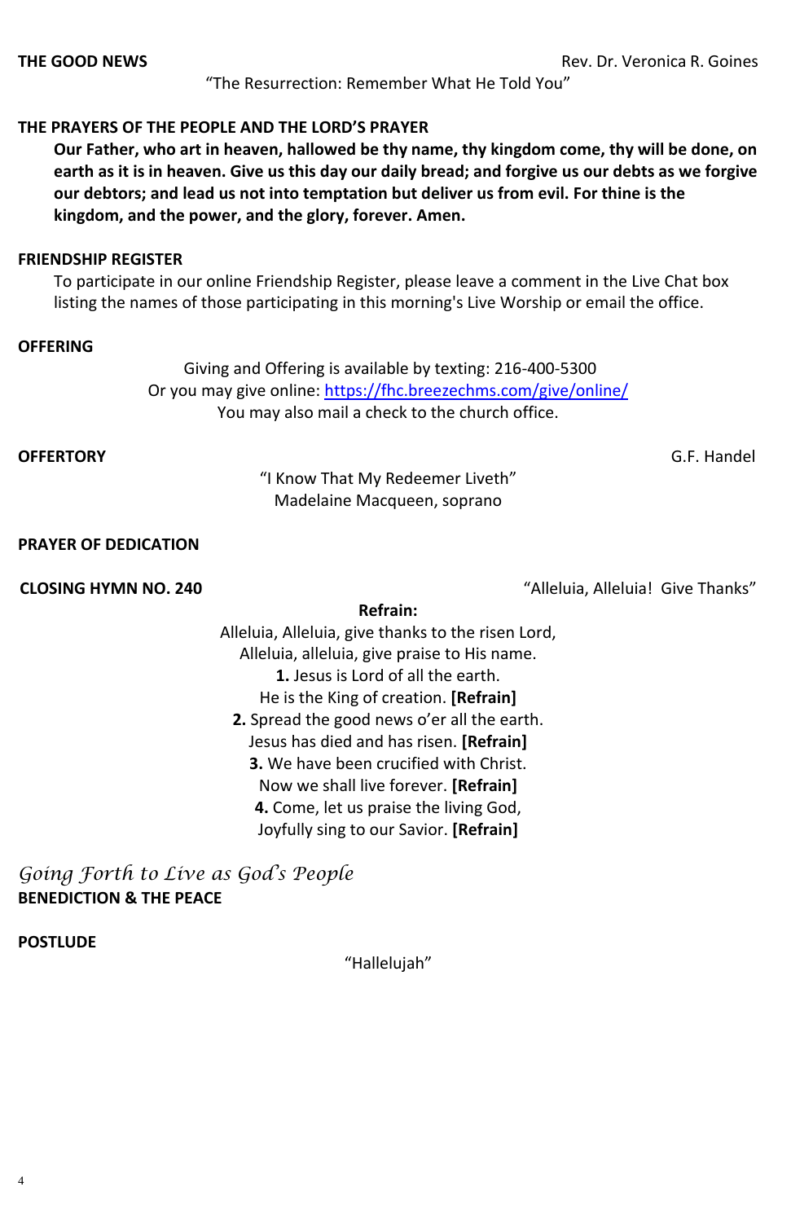**THE GOOD NEWS** Rev. Dr. Veronica R. Goines

"The Resurrection: Remember What He Told You"

**THE PRAYERS OF THE PEOPLE AND THE LORD'S PRAYER**

**Our Father, who art in heaven, hallowed be thy name, thy kingdom come, thy will be done, on earth as it is in heaven. Give us this day our daily bread; and forgive us our debts as we forgive our debtors; and lead us not into temptation but deliver us from evil. For thine is the kingdom, and the power, and the glory, forever. Amen.**

**FRIENDSHIP REGISTER**

To participate in our online Friendship Register, please leave a comment in the Live Chat box listing the names of those participating in this morning's Live Worship or email the office.

**OFFERING**

Giving and Offering is available by texting: 216-400-5300
Or you may give online: https://fhc.breezechms.com/give/online/
You may also mail a check to the church office.

**OFFERTORY** G.F. Handel

"I Know That My Redeemer Liveth"
Madelaine Macqueen, soprano

**PRAYER OF DEDICATION**

**CLOSING HYMN NO. 240** "Alleluia, Alleluia! Give Thanks"

**Refrain:**
Alleluia, Alleluia, give thanks to the risen Lord,
Alleluia, alleluia, give praise to His name.

**1.** Jesus is Lord of all the earth.
He is the King of creation. **[Refrain]**

**2.** Spread the good news o'er all the earth.
Jesus has died and has risen. **[Refrain]**

**3.** We have been crucified with Christ.
Now we shall live forever. **[Refrain]**

**4.** Come, let us praise the living God,
Joyfully sing to our Savior. **[Refrain]**

*Going Forth to Live as God's People*

**BENEDICTION & THE PEACE**

**POSTLUDE**

"Hallelujah"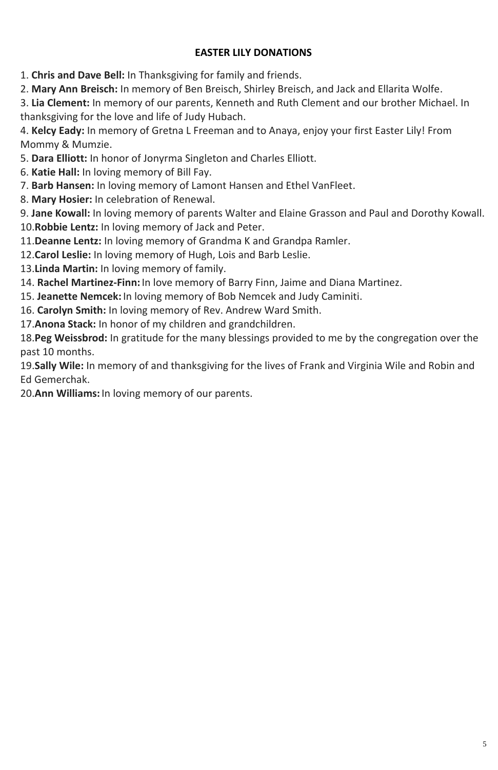## EASTER LILY DONATIONS

1. **Chris and Dave Bell:** In Thanksgiving for family and friends.
2. **Mary Ann Breisch:** In memory of Ben Breisch, Shirley Breisch, and Jack and Ellarita Wolfe.
3. **Lia Clement:** In memory of our parents, Kenneth and Ruth Clement and our brother Michael. In thanksgiving for the love and life of Judy Hubach.
4. **Kelcy Eady:** In memory of Gretna L Freeman and to Anaya, enjoy your first Easter Lily! From Mommy & Mumzie.
5. **Dara Elliott:** In honor of Jonyrma Singleton and Charles Elliott.
6. **Katie Hall:** In loving memory of Bill Fay.
7. **Barb Hansen:** In loving memory of Lamont Hansen and Ethel VanFleet.
8. **Mary Hosier:** In celebration of Renewal.
9. **Jane Kowall:** In loving memory of parents Walter and Elaine Grasson and Paul and Dorothy Kowall.
10. **Robbie Lentz:** In loving memory of Jack and Peter.
11. **Deanne Lentz:** In loving memory of Grandma K and Grandpa Ramler.
12. **Carol Leslie:** In loving memory of Hugh, Lois and Barb Leslie.
13. **Linda Martin:** In loving memory of family.
14. **Rachel Martinez-Finn:** In love memory of Barry Finn, Jaime and Diana Martinez.
15. **Jeanette Nemcek:** In loving memory of Bob Nemcek and Judy Caminiti.
16. **Carolyn Smith:** In loving memory of Rev. Andrew Ward Smith.
17. **Anona Stack:** In honor of my children and grandchildren.
18. **Peg Weissbrod:** In gratitude for the many blessings provided to me by the congregation over the past 10 months.
19. **Sally Wile:** In memory of and thanksgiving for the lives of Frank and Virginia Wile and Robin and Ed Gemerchak.
20. **Ann Williams:** In loving memory of our parents.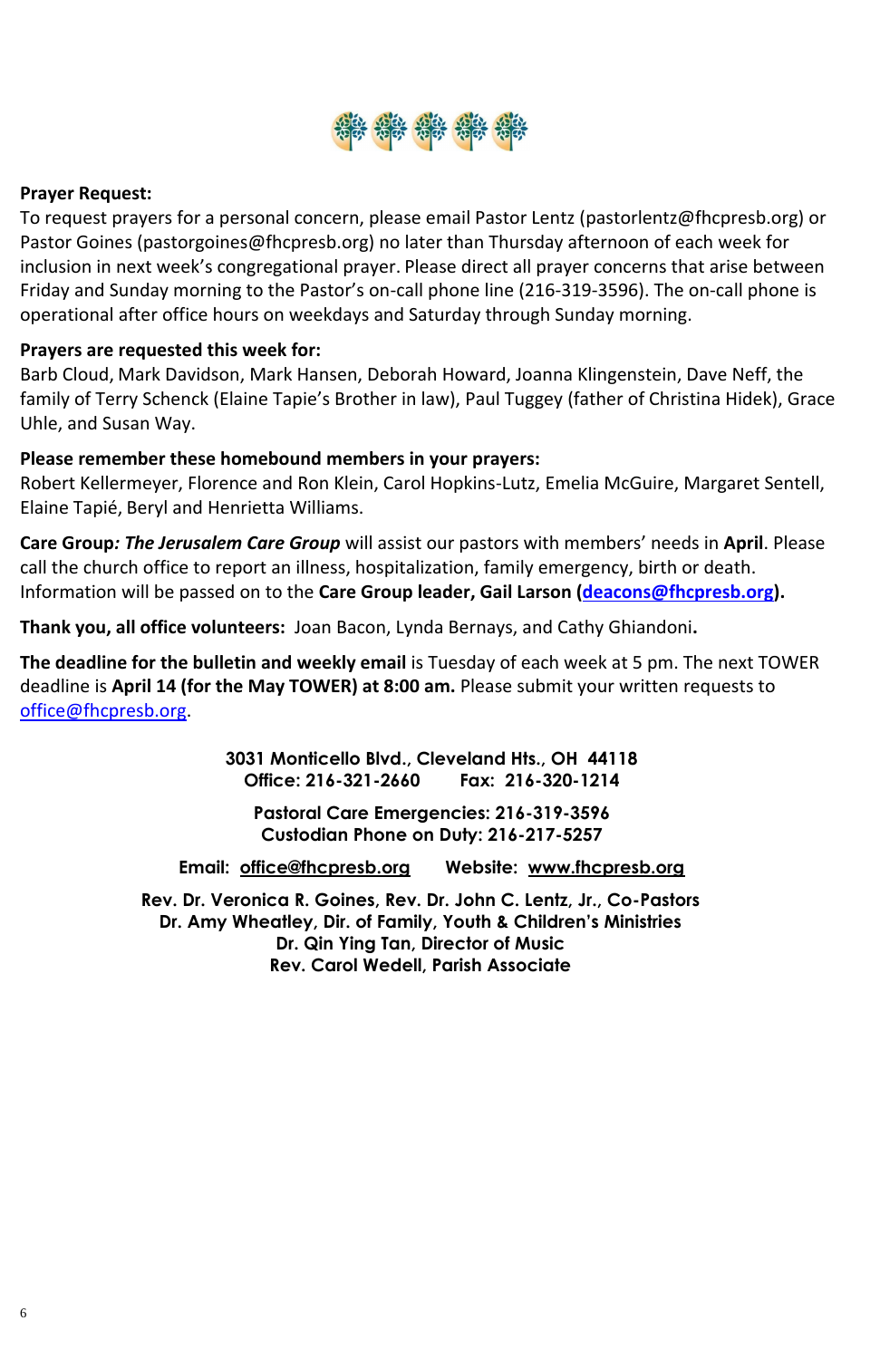**Prayer Request:**
To request prayers for a personal concern, please email Pastor Lentz (pastorlentz@fhcpresb.org) or Pastor Goines (pastorgoines@fhcpresb.org) no later than Thursday afternoon of each week for inclusion in next week's congregational prayer. Please direct all prayer concerns that arise between Friday and Sunday morning to the Pastor's on-call phone line (216-319-3596). The on-call phone is operational after office hours on weekdays and Saturday through Sunday morning.

**Prayers are requested this week for:**
Barb Cloud, Mark Davidson, Mark Hansen, Deborah Howard, Joanna Klingenstein, Dave Neff, the family of Terry Schenck (Elaine Tapie's Brother in law), Paul Tuggey (father of Christina Hidek), Grace Uhle, and Susan Way.

**Please remember these homebound members in your prayers:**
Robert Kellermeyer, Florence and Ron Klein, Carol Hopkins-Lutz, Emelia McGuire, Margaret Sentell, Elaine Tapié, Beryl and Henrietta Williams.

**Care Group*: The Jerusalem Care Group*** will assist our pastors with members' needs in **April**. Please call the church office to report an illness, hospitalization, family emergency, birth or death. Information will be passed on to the **Care Group leader, Gail Larson (deacons@fhcpresb.org).**

**Thank you, all office volunteers:** Joan Bacon, Lynda Bernays, and Cathy Ghiandoni**.**

**The deadline for the bulletin and weekly email** is Tuesday of each week at 5 pm. The next TOWER deadline is **April 14 (for the May TOWER) at 8:00 am.** Please submit your written requests to office@fhcpresb.org.

**3031 Monticello Blvd., Cleveland Hts., OH 44118**
**Office: 216-321-2660 Fax: 216-320-1214**

**Pastoral Care Emergencies: 216-319-3596**
**Custodian Phone on Duty: 216-217-5257**

**Email: office@fhcpresb.org Website: www.fhcpresb.org**

**Rev. Dr. Veronica R. Goines, Rev. Dr. John C. Lentz, Jr., Co-Pastors**
**Dr. Amy Wheatley, Dir. of Family, Youth & Children's Ministries**
**Dr. Qin Ying Tan, Director of Music**
**Rev. Carol Wedell, Parish Associate**